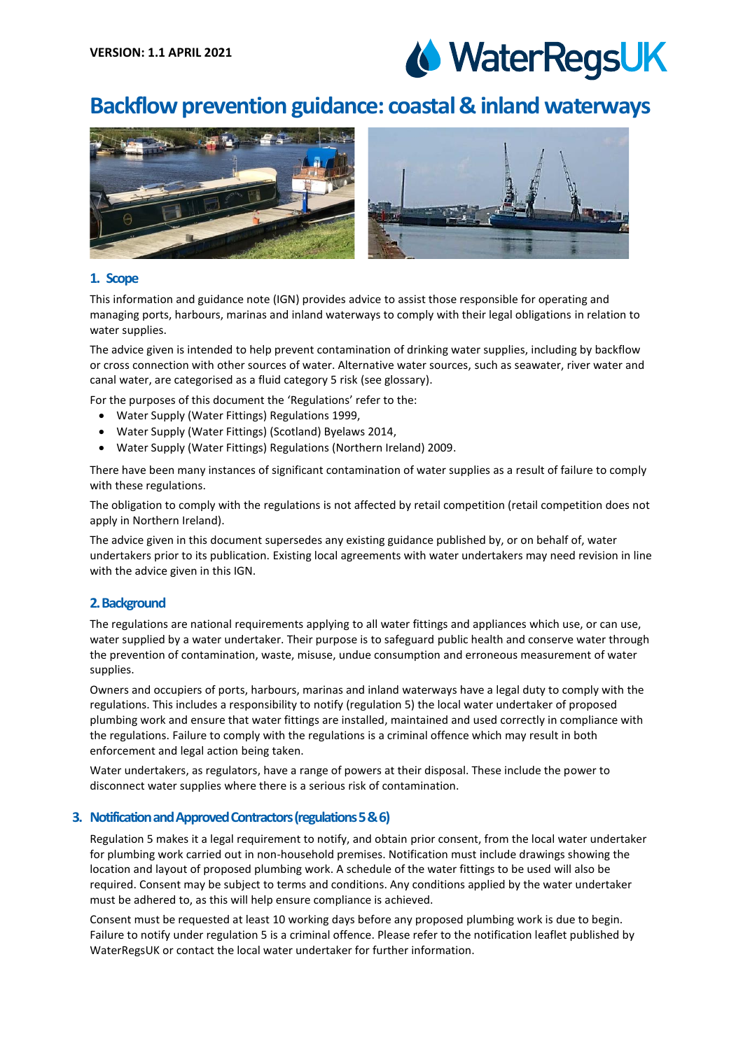VERSION: 1.1 APRIL 2021

# Backflow prevention guidance: coastal & inland waterways

## 1. Scope

This information and guidance note (IGN) provides advice to assist those responsible for operating and managing ports, harbours, marinas and inland waterways to comply with their legal obligations in relation to water supplies.

The advice given is intended to help prevent contamination of drinking water supplies, including by backflow or cross connection with other sources of water. Alternative water sources, such as seawater, river water and canal water, are categorised as a fluid category 5 risk (see glossary).

For the purposes of this document the 'Regulations' refer to the:

- Water Supply (Water Fittings) Regulations 1999,
- Water Supply (Water Fittings) (Scotland) Byelaws 2014,
- Water Supply (Water Fittings) Regulations (Northern Ireland) 2009.

There have been many instances of significant contamination of water supplies as a result of failure to comply with these regulations.

The obligation to comply with the regulations is not affected by retail competition (retail competition does not apply in Northern Ireland).

The advice given in this document supersedes any existing guidance published by, or on behalf of, water undertakers prior to its publication. Existing local agreements with water undertakers may need revision in line with the advice given in this IGN.

## 2. Background

The regulations are national requirements applying to all water fittings and appliances which use, or can use, water supplied by a water undertaker. Their purpose is to safeguard public health and conserve water through the prevention of contamination, waste, misuse, undue consumption and erroneous measurement of water supplies.

Owners and occupiers of ports, harbours, marinas and inland waterways have a legal duty to comply with the regulations. This includes a responsibility to notify (regulation 5) the local water undertaker of proposed plumbing work and ensure that water fittings are installed, maintained and used correctly in compliance with the regulations. Failure to comply with the regulations is a criminal offence which may result in both enforcement and legal action being taken.

Water undertakers, as regulators, have a range of powers at their disposal. These include the power to disconnect water supplies where there is a serious risk of contamination.

## 3. Notification and Approved Contractors (regulations 5 & 6)

Regulation 5 makes it a legal requirement to notify, and obtain prior consent, from the local water undertaker for plumbing work carried out in non-household premises. Notification must include drawings showing the location and layout of proposed plumbing work. A schedule of the water fittings to be used will also be required. Consent may be subject to terms and conditions. Any conditions applied by the water undertaker must be adhered to, as this will help ensure compliance is achieved.

Consent must be requested at least 10 working days before any proposed plumbing work is due to begin. Failure to notify under regulation 5 is a criminal offence. Please refer to the notification leaflet published by WaterRegsUK or contact the local water undertaker for further information.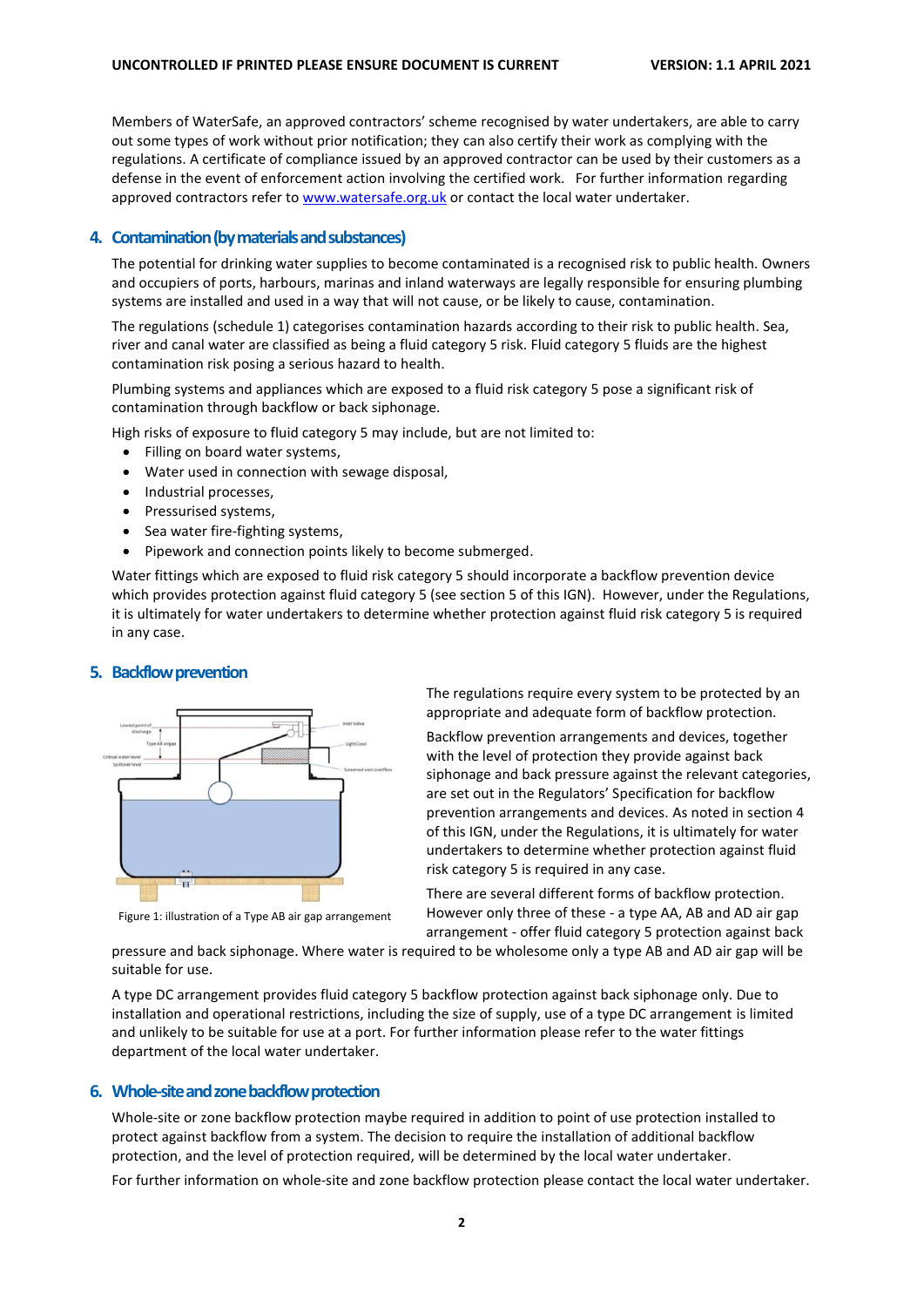Members of WaterSafe, an approved contractors' scheme recognised by water undertakers, are able to carry out some types of work without prior notification; they can also certify their work as complying with the regulations. A certificate of compliance issued by an approved contractor can be used by their customers as a defense in the event of enforcement action involving the certified work. For further information regarding approved contractors refer to [www.watersafe.org.uk](http://www.watersafe.org.uk) or contact the local water undertaker.

## 4. Contamination (by materials and substances)

The potential for drinking water supplies to become contaminated is a recognised risk to public health. Owners and occupiers of ports, harbours, marinas and inland waterways are legally responsible for ensuring plumbing systems are installed and used in a way that will not cause, or be likely to cause, contamination.

The regulations (schedule 1) categorises contamination hazards according to their risk to public health. Sea, river and canal water are classified as being a fluid category 5 risk. Fluid category 5 fluids are the highest contamination risk posing a serious hazard to health.

Plumbing systems and appliances which are exposed to a fluid risk category 5 pose a significant risk of contamination through backflow or back siphonage.

High risks of exposure to fluid category 5 may include, but are not limited to:

- Filling on board water systems,
- Water used in connection with sewage disposal,
- Industrial processes,
- Pressurised systems,
- Sea water fire-fighting systems,
- Pipework and connection points likely to become submerged.

Water fittings which are exposed to fluid risk category 5 should incorporate a backflow prevention device which provides protection against fluid category 5 (see section 5 of this IGN). However, under the Regulations, it is ultimately for water undertakers to determine whether protection against fluid risk category 5 is required in any case.

## 5. Backflow prevention

Figure 1: illustration of a Type AB air gap arrangement

The regulations require every system to be protected by an appropriate and adequate form of backflow protection.

Backflow prevention arrangements and devices, together with the level of protection they provide against back siphonage and back pressure against the relevant categories, are set out in the Regulators' Specification for backflow prevention arrangements and devices. As noted in section 4 of this IGN, under the Regulations, it is ultimately for water undertakers to determine whether protection against fluid risk category 5 is required in any case.

There are several different forms of backflow protection. However only three of these - a type AA, AB and AD air gap arrangement - offer fluid category 5 protection against back pressure and back siphonage. Where water is required to be wholesome only a type AB and AD air gap will be suitable for use.

A type DC arrangement provides fluid category 5 backflow protection against back siphonage only. Due to installation and operational restrictions, including the size of supply, use of a type DC arrangement is limited and unlikely to be suitable for use at a port. For further information please refer to the water fittings department of the local water undertaker.

## 6. Whole-site and zone backflow protection

Whole-site or zone backflow protection maybe required in addition to point of use protection installed to protect against backflow from a system. The decision to require the installation of additional backflow protection, and the level of protection required, will be determined by the local water undertaker.

For further information on whole-site and zone backflow protection please contact the local water undertaker.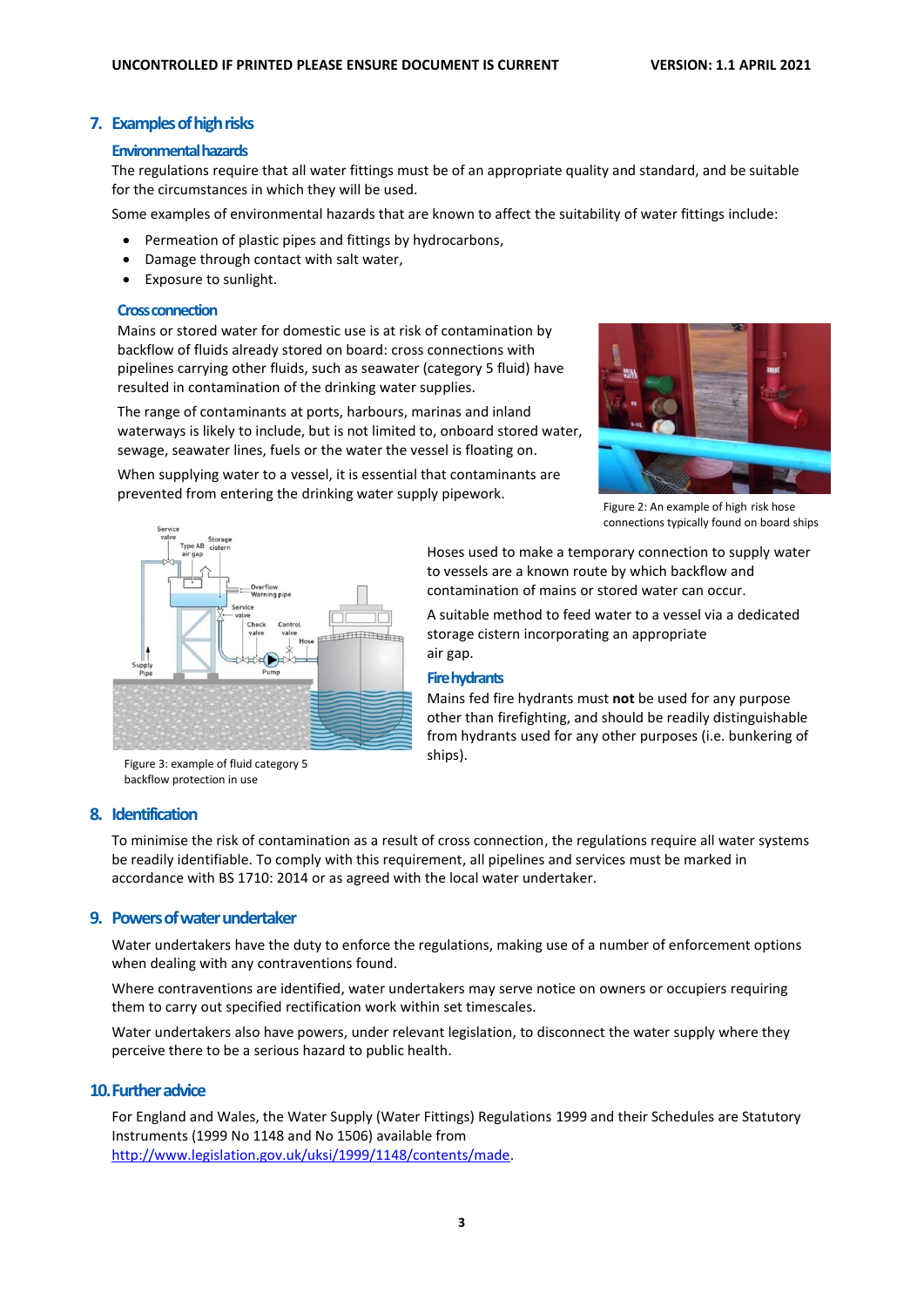## 7. Examples of high risks

### Environmental hazards

The regulations require that all water fittings must be of an appropriate quality and standard, and be suitable for the circumstances in which they will be used.

Some examples of environmental hazards that are known to affect the suitability of water fittings include:

- Permeation of plastic pipes and fittings by hydrocarbons,
- Damage through contact with salt water,
- Exposure to sunlight.

### Cross connection

Mains or stored water for domestic use is at risk of contamination by backflow of fluids already stored on board: cross connections with pipelines carrying other fluids, such as seawater (category 5 fluid) have resulted in contamination of the drinking water supplies.

The range of contaminants at ports, harbours, marinas and inland waterways is likely to include, but is not limited to, onboard stored water, sewage, seawater lines, fuels or the water the vessel is floating on.

When supplying water to a vessel, it is essential that contaminants are prevented from entering the drinking water supply pipework.

Figure 2: An example of high risk hose connections typically found on board ships

Figure 3: example of fluid category 5 backflow protection in use

Hoses used to make a temporary connection to supply water to vessels are a known route by which backflow and contamination of mains or stored water can occur.

A suitable method to feed water to a vessel via a dedicated storage cistern incorporating an appropriate air gap.

### Fire hydrants

Mains fed fire hydrants must **not** be used for any purpose other than firefighting, and should be readily distinguishable from hydrants used for any other purposes (i.e. bunkering of ships).

## 8. Identification

To minimise the risk of contamination as a result of cross connection, the regulations require all water systems be readily identifiable. To comply with this requirement, all pipelines and services must be marked in accordance with BS 1710: 2014 or as agreed with the local water undertaker.

## 9. Powers of water undertaker

Water undertakers have the duty to enforce the regulations, making use of a number of enforcement options when dealing with any contraventions found.

Where contraventions are identified, water undertakers may serve notice on owners or occupiers requiring them to carry out specified rectification work within set timescales.

Water undertakers also have powers, under relevant legislation, to disconnect the water supply where they perceive there to be a serious hazard to public health.

## 10. Further advice

For England and Wales, the Water Supply (Water Fittings) Regulations 1999 and their Schedules are Statutory Instruments (1999 No 1148 and No 1506) available from http://www.legislation.gov.uk/uksi/1999/1148/contents/made.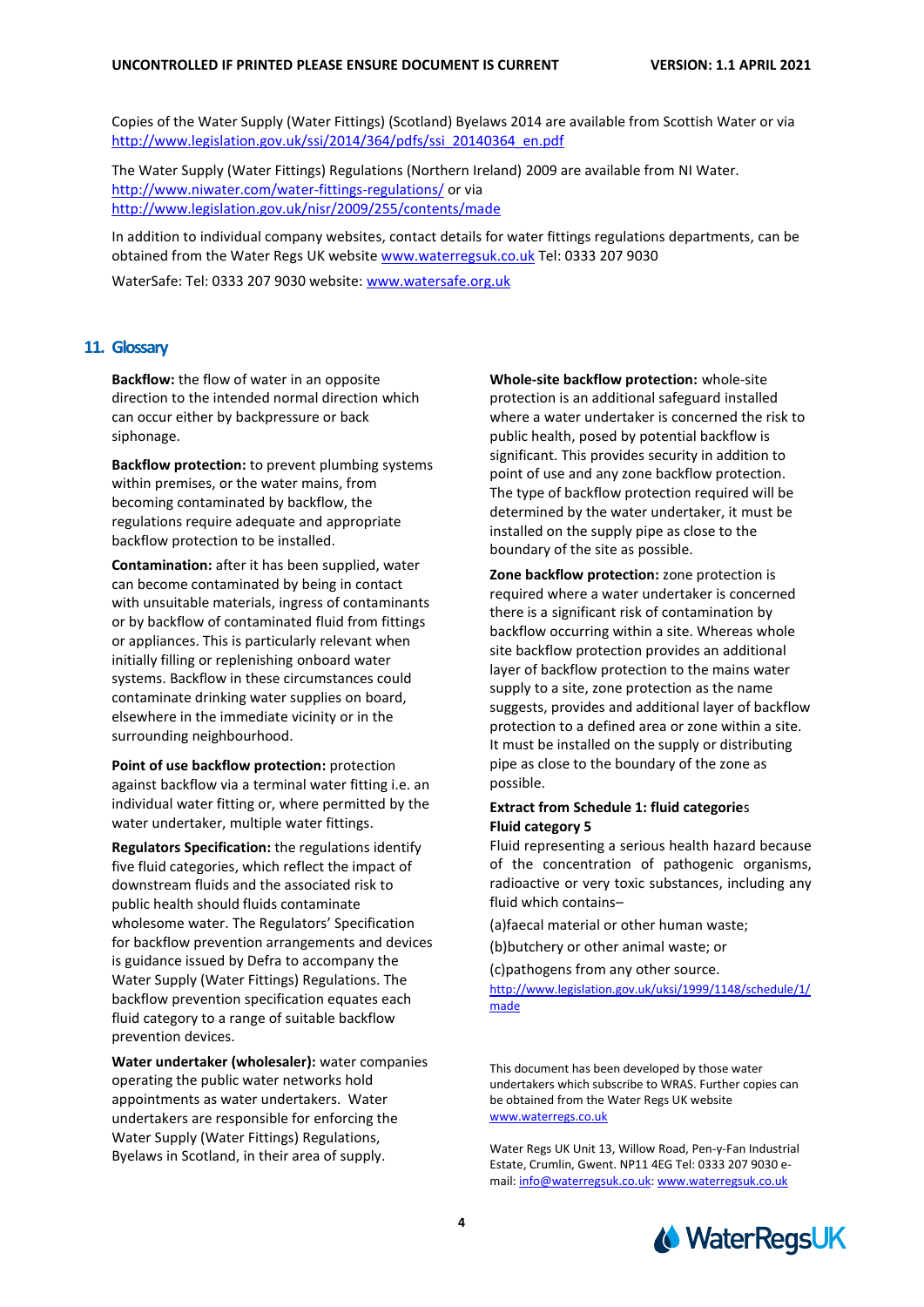Copies of the Water Supply (Water Fittings) (Scotland) Byelaws 2014 are available from Scottish Water or via http://www.legislation.gov.uk/ssi/2014/364/pdfs/ssi_20140364_en.pdf

The Water Supply (Water Fittings) Regulations (Northern Ireland) 2009 are available from NI Water. http://www.niwater.com/water-fittings-regulations/ or via http://www.legislation.gov.uk/nisr/2009/255/contents/made

In addition to individual company websites, contact details for water fittings regulations departments, can be obtained from the Water Regs UK website www.waterregsuk.co.uk Tel: 0333 207 9030

WaterSafe: Tel: 0333 207 9030 website: www.watersafe.org.uk

## 11. Glossary

**Backflow:** the flow of water in an opposite direction to the intended normal direction which can occur either by backpressure or back siphonage.

**Backflow protection:** to prevent plumbing systems within premises, or the water mains, from becoming contaminated by backflow, the regulations require adequate and appropriate backflow protection to be installed.

**Contamination:** after it has been supplied, water can become contaminated by being in contact with unsuitable materials, ingress of contaminants or by backflow of contaminated fluid from fittings or appliances. This is particularly relevant when initially filling or replenishing onboard water systems. Backflow in these circumstances could contaminate drinking water supplies on board, elsewhere in the immediate vicinity or in the surrounding neighbourhood.

**Point of use backflow protection:** protection against backflow via a terminal water fitting i.e. an individual water fitting or, where permitted by the water undertaker, multiple water fittings.

**Regulators Specification:** the regulations identify five fluid categories, which reflect the impact of downstream fluids and the associated risk to public health should fluids contaminate wholesome water. The Regulators' Specification for backflow prevention arrangements and devices is guidance issued by Defra to accompany the Water Supply (Water Fittings) Regulations. The backflow prevention specification equates each fluid category to a range of suitable backflow prevention devices.

**Water undertaker (wholesaler):** water companies operating the public water networks hold appointments as water undertakers. Water undertakers are responsible for enforcing the Water Supply (Water Fittings) Regulations, Byelaws in Scotland, in their area of supply.

**Whole-site backflow protection:** whole-site protection is an additional safeguard installed where a water undertaker is concerned the risk to public health, posed by potential backflow is significant. This provides security in addition to point of use and any zone backflow protection. The type of backflow protection required will be determined by the water undertaker, it must be installed on the supply pipe as close to the boundary of the site as possible.

**Zone backflow protection:** zone protection is required where a water undertaker is concerned there is a significant risk of contamination by backflow occurring within a site. Whereas whole site backflow protection provides an additional layer of backflow protection to the mains water supply to a site, zone protection as the name suggests, provides and additional layer of backflow protection to a defined area or zone within a site. It must be installed on the supply or distributing pipe as close to the boundary of the zone as possible.

**Extract from Schedule 1: fluid categorie**s
**Fluid category 5**

Fluid representing a serious health hazard because of the concentration of pathogenic organisms, radioactive or very toxic substances, including any fluid which contains–

(a)faecal material or other human waste;

(b)butchery or other animal waste; or

(c)pathogens from any other source.

http://www.legislation.gov.uk/uksi/1999/1148/schedule/1/made

This document has been developed by those water undertakers which subscribe to WRAS. Further copies can be obtained from the Water Regs UK website www.waterregs.co.uk

Water Regs UK Unit 13, Willow Road, Pen-y-Fan Industrial Estate, Crumlin, Gwent. NP11 4EG Tel: 0333 207 9030 e-mail: info@waterregsuk.co.uk: www.waterregsuk.co.uk